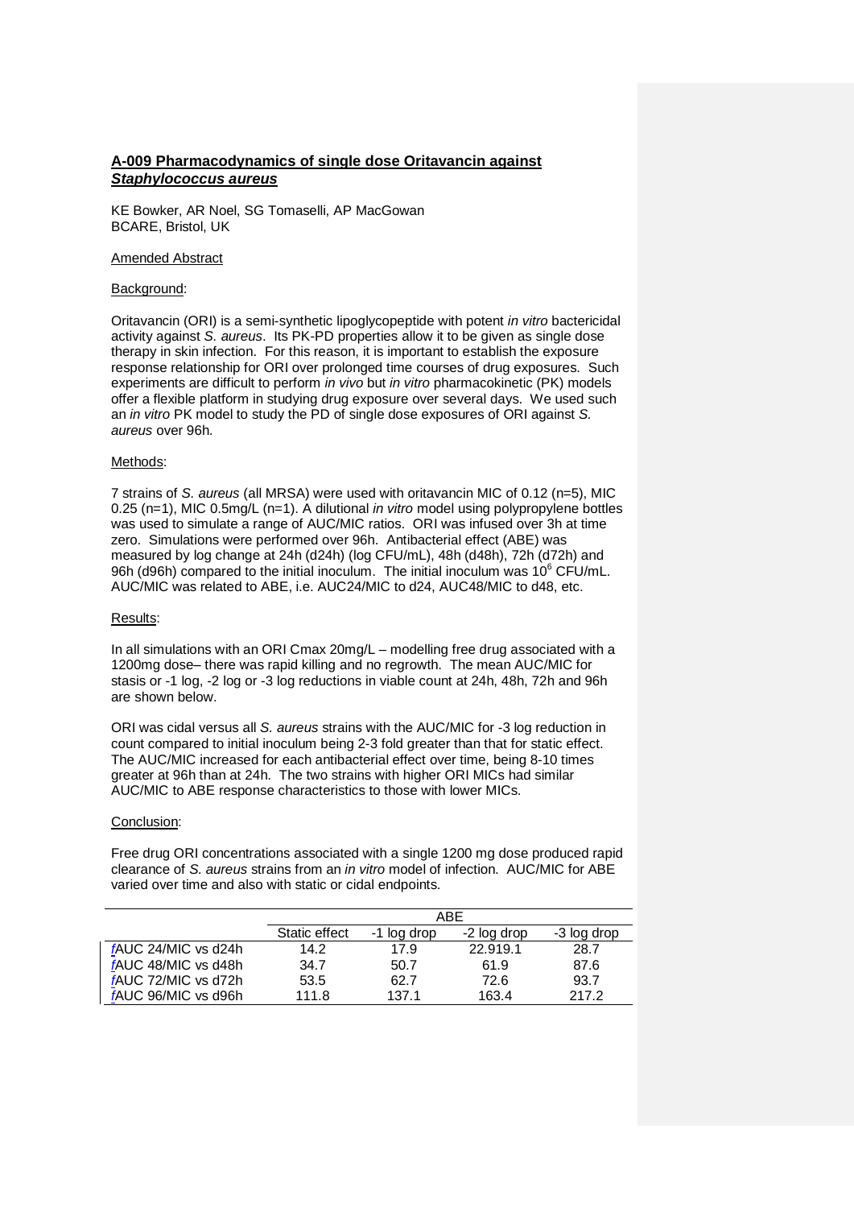## **A-009 Pharmacodynamics of single dose Oritavancin against *Staphylococcus aureus***

KE Bowker, AR Noel, SG Tomaselli, AP MacGowan
BCARE, Bristol, UK

Amended Abstract

Background:

Oritavancin (ORI) is a semi-synthetic lipoglycopeptide with potent *in vitro* bactericidal activity against *S. aureus*. Its PK-PD properties allow it to be given as single dose therapy in skin infection. For this reason, it is important to establish the exposure response relationship for ORI over prolonged time courses of drug exposures. Such experiments are difficult to perform *in vivo* but *in vitro* pharmacokinetic (PK) models offer a flexible platform in studying drug exposure over several days. We used such an *in vitro* PK model to study the PD of single dose exposures of ORI against *S. aureus* over 96h.

Methods:

7 strains of *S. aureus* (all MRSA) were used with oritavancin MIC of 0.12 (n=5), MIC 0.25 (n=1), MIC 0.5mg/L (n=1). A dilutional *in vitro* model using polypropylene bottles was used to simulate a range of AUC/MIC ratios. ORI was infused over 3h at time zero. Simulations were performed over 96h. Antibacterial effect (ABE) was measured by log change at 24h (d24h) (log CFU/mL), 48h (d48h), 72h (d72h) and 96h (d96h) compared to the initial inoculum. The initial inoculum was $10^6$ CFU/mL. AUC/MIC was related to ABE, i.e. AUC24/MIC to d24, AUC48/MIC to d48, etc.

Results:

In all simulations with an ORI Cmax 20mg/L – modelling free drug associated with a 1200mg dose– there was rapid killing and no regrowth. The mean AUC/MIC for stasis or -1 log, -2 log or -3 log reductions in viable count at 24h, 48h, 72h and 96h are shown below.

ORI was cidal versus all *S. aureus* strains with the AUC/MIC for -3 log reduction in count compared to initial inoculum being 2-3 fold greater than that for static effect. The AUC/MIC increased for each antibacterial effect over time, being 8-10 times greater at 96h than at 24h. The two strains with higher ORI MICs had similar AUC/MIC to ABE response characteristics to those with lower MICs.

Conclusion:

Free drug ORI concentrations associated with a single 1200 mg dose produced rapid clearance of *S. aureus* strains from an *in vitro* model of infection. AUC/MIC for ABE varied over time and also with static or cidal endpoints.

| | ABE | | | |
|---|---|---|---|---|
| | Static effect | -1 log drop | -2 log drop | -3 log drop |
| *f*AUC 24/MIC vs d24h | 14.2 | 17.9 | 22.919.1 | 28.7 |
| *f*AUC 48/MIC vs d48h | 34.7 | 50.7 | 61.9 | 87.6 |
| *f*AUC 72/MIC vs d72h | 53.5 | 62.7 | 72.6 | 93.7 |
| *f*AUC 96/MIC vs d96h | 111.8 | 137.1 | 163.4 | 217.2 |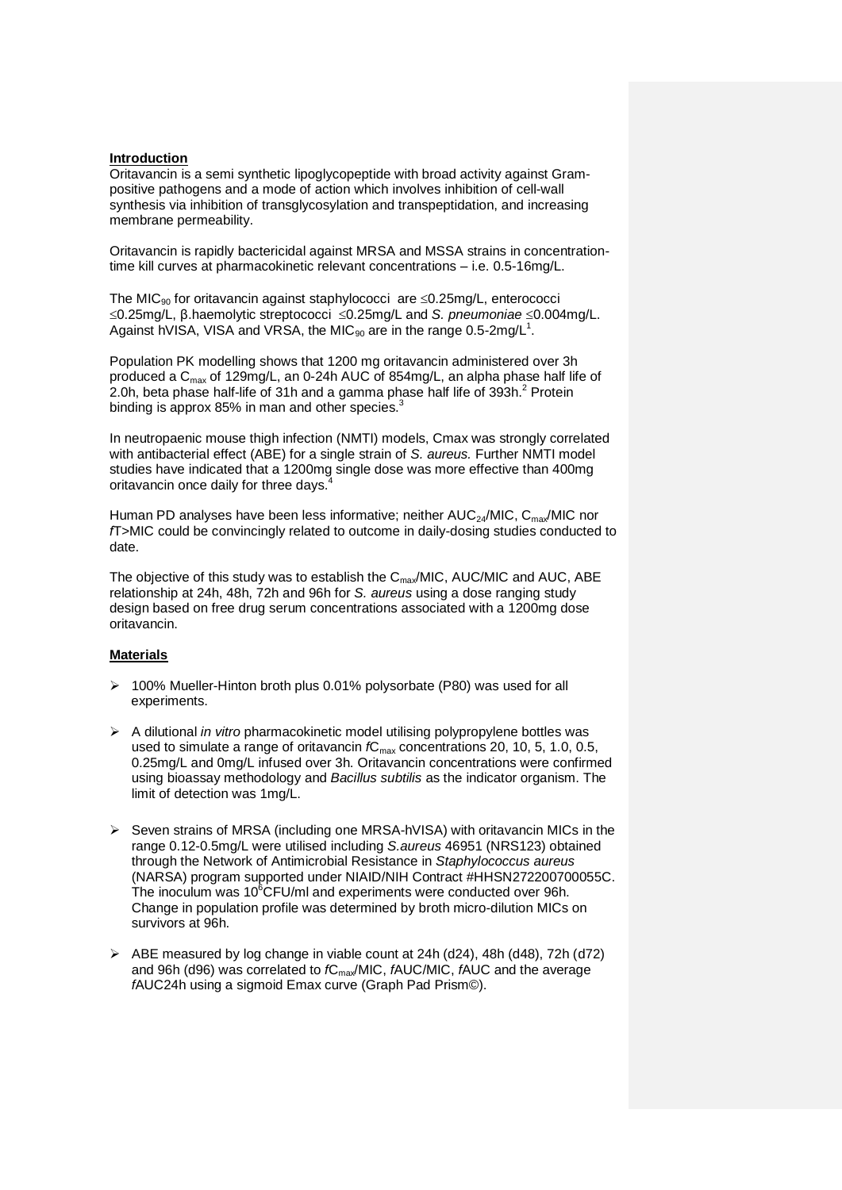## Introduction

Oritavancin is a semi synthetic lipoglycopeptide with broad activity against Gram-positive pathogens and a mode of action which involves inhibition of cell-wall synthesis via inhibition of transglycosylation and transpeptidation, and increasing membrane permeability.

Oritavancin is rapidly bactericidal against MRSA and MSSA strains in concentration-time kill curves at pharmacokinetic relevant concentrations – i.e. 0.5-16mg/L.

The $MIC_{90}$ for oritavancin against staphylococci are ≤0.25mg/L, enterococci ≤0.25mg/L, β.haemolytic streptococci ≤0.25mg/L and *S. pneumoniae* ≤0.004mg/L. Against hVISA, VISA and VRSA, the $MIC_{90}$ are in the range 0.5-2mg/L[1].

Population PK modelling shows that 1200 mg oritavancin administered over 3h produced a $C_{max}$ of 129mg/L, an 0-24h AUC of 854mg/L, an alpha phase half life of 2.0h, beta phase half-life of 31h and a gamma phase half life of 393h.[2] Protein binding is approx 85% in man and other species.[3]

In neutropaenic mouse thigh infection (NMTI) models, Cmax was strongly correlated with antibacterial effect (ABE) for a single strain of *S. aureus.* Further NMTI model studies have indicated that a 1200mg single dose was more effective than 400mg oritavancin once daily for three days.[4]

Human PD analyses have been less informative; neither $AUC_{24}$/MIC, $C_{max}$/MIC nor *f*T>MIC could be convincingly related to outcome in daily-dosing studies conducted to date.

The objective of this study was to establish the $C_{max}$/MIC, AUC/MIC and AUC, ABE relationship at 24h, 48h, 72h and 96h for *S. aureus* using a dose ranging study design based on free drug serum concentrations associated with a 1200mg dose oritavancin.

## Materials

- 100% Mueller-Hinton broth plus 0.01% polysorbate (P80) was used for all experiments.
- A dilutional *in vitro* pharmacokinetic model utilising polypropylene bottles was used to simulate a range of oritavancin $fC_{max}$ concentrations 20, 10, 5, 1.0, 0.5, 0.25mg/L and 0mg/L infused over 3h. Oritavancin concentrations were confirmed using bioassay methodology and *Bacillus subtilis* as the indicator organism. The limit of detection was 1mg/L.
- Seven strains of MRSA (including one MRSA-hVISA) with oritavancin MICs in the range 0.12-0.5mg/L were utilised including *S.aureus* 46951 (NRS123) obtained through the Network of Antimicrobial Resistance in *Staphylococcus aureus* (NARSA) program supported under NIAID/NIH Contract #HHSN272200700055C. The inoculum was $10^6$CFU/ml and experiments were conducted over 96h. Change in population profile was determined by broth micro-dilution MICs on survivors at 96h.
- ABE measured by log change in viable count at 24h (d24), 48h (d48), 72h (d72) and 96h (d96) was correlated to $fC_{max}$/MIC, *f*AUC/MIC, *f*AUC and the average *f*AUC24h using a sigmoid Emax curve (Graph Pad Prism©).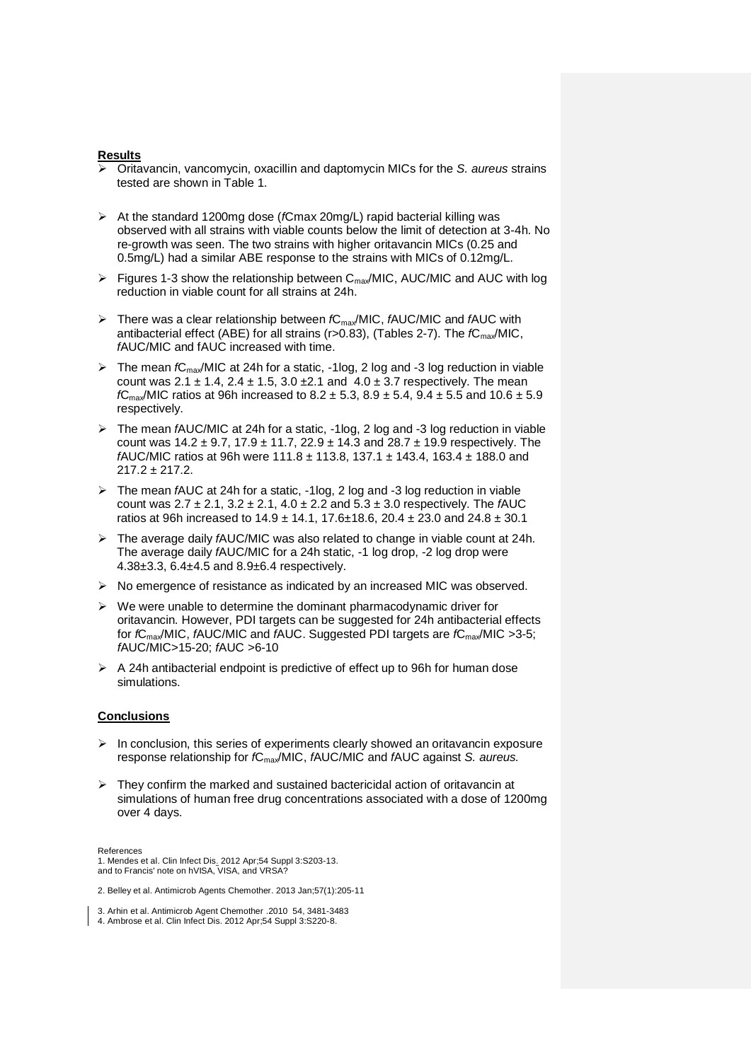## Results

- Oritavancin, vancomycin, oxacillin and daptomycin MICs for the *S. aureus* strains tested are shown in Table 1.

- At the standard 1200mg dose (*f*Cmax 20mg/L) rapid bacterial killing was observed with all strains with viable counts below the limit of detection at 3-4h. No re-growth was seen. The two strains with higher oritavancin MICs (0.25 and 0.5mg/L) had a similar ABE response to the strains with MICs of 0.12mg/L.

- Figures 1-3 show the relationship between $C_{max}$/MIC, AUC/MIC and AUC with log reduction in viable count for all strains at 24h.

- There was a clear relationship between $fC_{max}$/MIC, *f*AUC/MIC and *f*AUC with antibacterial effect (ABE) for all strains (r>0.83), (Tables 2-7). The $fC_{max}$/MIC, *f*AUC/MIC and fAUC increased with time.

- The mean $fC_{max}$/MIC at 24h for a static, -1log, 2 log and -3 log reduction in viable count was $2.1 \pm 1.4$, $2.4 \pm 1.5$, $3.0 \pm 2.1$ and $4.0 \pm 3.7$ respectively. The mean $fC_{max}$/MIC ratios at 96h increased to $8.2 \pm 5.3$, $8.9 \pm 5.4$, $9.4 \pm 5.5$ and $10.6 \pm 5.9$ respectively.

- The mean *f*AUC/MIC at 24h for a static, -1log, 2 log and -3 log reduction in viable count was $14.2 \pm 9.7$, $17.9 \pm 11.7$, $22.9 \pm 14.3$ and $28.7 \pm 19.9$ respectively. The *f*AUC/MIC ratios at 96h were $111.8 \pm 113.8$, $137.1 \pm 143.4$, $163.4 \pm 188.0$ and $217.2 \pm 217.2$.

- The mean *f*AUC at 24h for a static, -1log, 2 log and -3 log reduction in viable count was $2.7 \pm 2.1$, $3.2 \pm 2.1$, $4.0 \pm 2.2$ and $5.3 \pm 3.0$ respectively. The *f*AUC ratios at 96h increased to $14.9 \pm 14.1$, $17.6 \pm 18.6$, $20.4 \pm 23.0$ and $24.8 \pm 30.1$

- The average daily *f*AUC/MIC was also related to change in viable count at 24h. The average daily *f*AUC/MIC for a 24h static, -1 log drop, -2 log drop were $4.38 \pm 3.3$, $6.4 \pm 4.5$ and $8.9 \pm 6.4$ respectively.

- No emergence of resistance as indicated by an increased MIC was observed.

- We were unable to determine the dominant pharmacodynamic driver for oritavancin. However, PDI targets can be suggested for 24h antibacterial effects for $fC_{max}$/MIC, *f*AUC/MIC and *f*AUC. Suggested PDI targets are $fC_{max}$/MIC >3-5; *f*AUC/MIC>15-20; *f*AUC >6-10

- A 24h antibacterial endpoint is predictive of effect up to 96h for human dose simulations.

## Conclusions

- In conclusion, this series of experiments clearly showed an oritavancin exposure response relationship for $fC_{max}$/MIC, *f*AUC/MIC and *f*AUC against *S. aureus.*

- They confirm the marked and sustained bactericidal action of oritavancin at simulations of human free drug concentrations associated with a dose of 1200mg over 4 days.

References

1. Mendes et al. Clin Infect Dis. 2012 Apr;54 Suppl 3:S203-13. and to Francis' note on hVISA, VISA, and VRSA?

2. Belley et al. Antimicrob Agents Chemother. 2013 Jan;57(1):205-11

3. Arhin et al. Antimicrob Agent Chemother .2010 54, 3481-3483
4. Ambrose et al. Clin Infect Dis. 2012 Apr;54 Suppl 3:S220-8.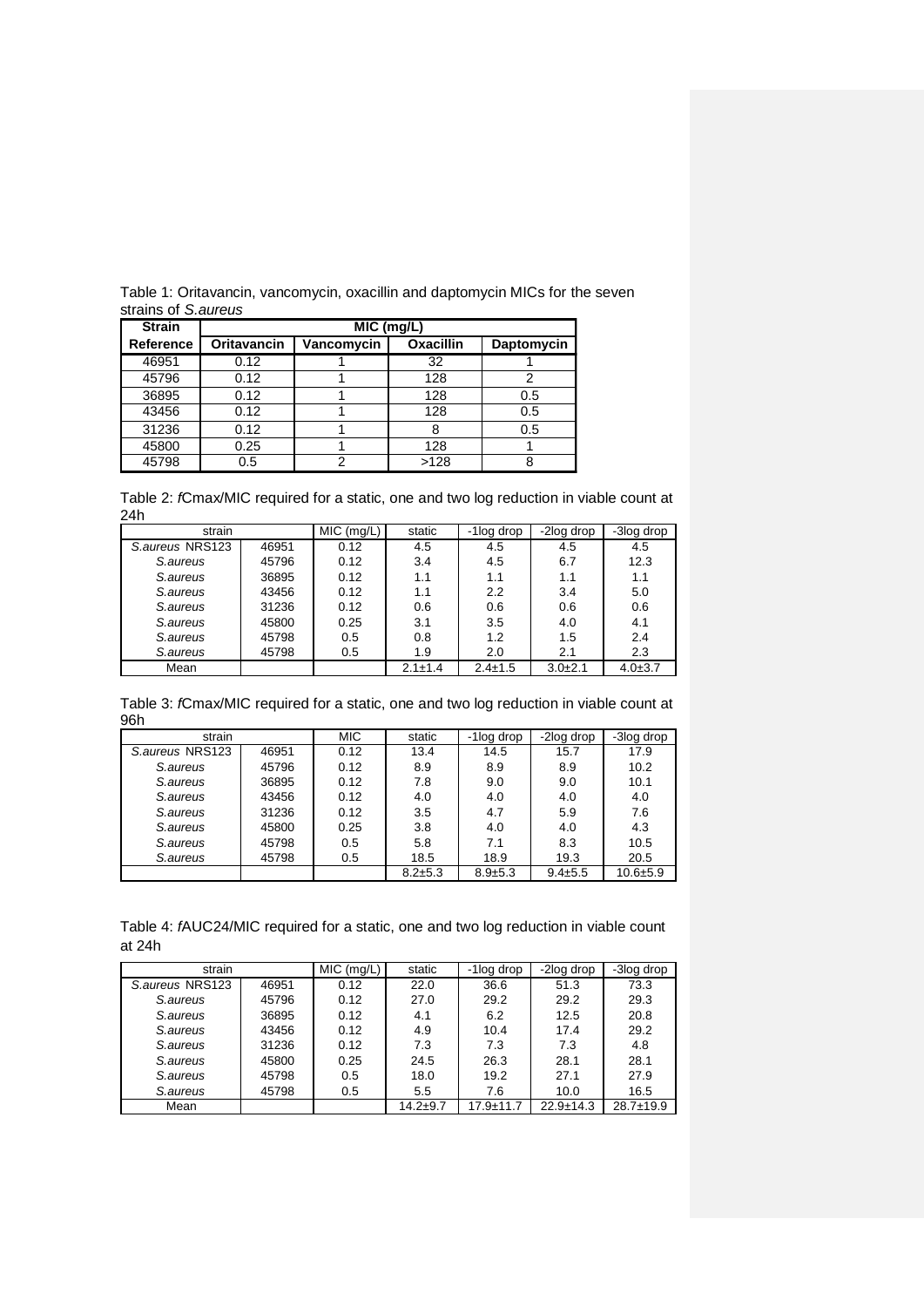Table 1: Oritavancin, vancomycin, oxacillin and daptomycin MICs for the seven strains of *S.aureus*

| Strain | MIC (mg/L) | | | |
|---|---|---|---|---|
| Reference | Oritavancin | Vancomycin | Oxacillin | Daptomycin |
| 46951 | 0.12 | 1 | 32 | 1 |
| 45796 | 0.12 | 1 | 128 | 2 |
| 36895 | 0.12 | 1 | 128 | 0.5 |
| 43456 | 0.12 | 1 | 128 | 0.5 |
| 31236 | 0.12 | 1 | 8 | 0.5 |
| 45800 | 0.25 | 1 | 128 | 1 |
| 45798 | 0.5 | 2 | >128 | 8 |

Table 2: *f*Cmax/MIC required for a static, one and two log reduction in viable count at 24h

| strain | | MIC (mg/L) | static | -1log drop | -2log drop | -3log drop |
|---|---|---|---|---|---|---|
| *S.aureus* NRS123 | 46951 | 0.12 | 4.5 | 4.5 | 4.5 | 4.5 |
| *S.aureus* | 45796 | 0.12 | 3.4 | 4.5 | 6.7 | 12.3 |
| *S.aureus* | 36895 | 0.12 | 1.1 | 1.1 | 1.1 | 1.1 |
| *S.aureus* | 43456 | 0.12 | 1.1 | 2.2 | 3.4 | 5.0 |
| *S.aureus* | 31236 | 0.12 | 0.6 | 0.6 | 0.6 | 0.6 |
| *S.aureus* | 45800 | 0.25 | 3.1 | 3.5 | 4.0 | 4.1 |
| *S.aureus* | 45798 | 0.5 | 0.8 | 1.2 | 1.5 | 2.4 |
| *S.aureus* | 45798 | 0.5 | 1.9 | 2.0 | 2.1 | 2.3 |
| Mean | | | 2.1±1.4 | 2.4±1.5 | 3.0±2.1 | 4.0±3.7 |

Table 3: *f*Cmax/MIC required for a static, one and two log reduction in viable count at 96h

| strain | | MIC | static | -1log drop | -2log drop | -3log drop |
|---|---|---|---|---|---|---|
| *S.aureus* NRS123 | 46951 | 0.12 | 13.4 | 14.5 | 15.7 | 17.9 |
| *S.aureus* | 45796 | 0.12 | 8.9 | 8.9 | 8.9 | 10.2 |
| *S.aureus* | 36895 | 0.12 | 7.8 | 9.0 | 9.0 | 10.1 |
| *S.aureus* | 43456 | 0.12 | 4.0 | 4.0 | 4.0 | 4.0 |
| *S.aureus* | 31236 | 0.12 | 3.5 | 4.7 | 5.9 | 7.6 |
| *S.aureus* | 45800 | 0.25 | 3.8 | 4.0 | 4.0 | 4.3 |
| *S.aureus* | 45798 | 0.5 | 5.8 | 7.1 | 8.3 | 10.5 |
| *S.aureus* | 45798 | 0.5 | 18.5 | 18.9 | 19.3 | 20.5 |
| | | | 8.2±5.3 | 8.9±5.3 | 9.4±5.5 | 10.6±5.9 |

Table 4: *f*AUC24/MIC required for a static, one and two log reduction in viable count at 24h

| strain | | MIC (mg/L) | static | -1log drop | -2log drop | -3log drop |
|---|---|---|---|---|---|---|
| *S.aureus* NRS123 | 46951 | 0.12 | 22.0 | 36.6 | 51.3 | 73.3 |
| *S.aureus* | 45796 | 0.12 | 27.0 | 29.2 | 29.2 | 29.3 |
| *S.aureus* | 36895 | 0.12 | 4.1 | 6.2 | 12.5 | 20.8 |
| *S.aureus* | 43456 | 0.12 | 4.9 | 10.4 | 17.4 | 29.2 |
| *S.aureus* | 31236 | 0.12 | 7.3 | 7.3 | 7.3 | 4.8 |
| *S.aureus* | 45800 | 0.25 | 24.5 | 26.3 | 28.1 | 28.1 |
| *S.aureus* | 45798 | 0.5 | 18.0 | 19.2 | 27.1 | 27.9 |
| *S.aureus* | 45798 | 0.5 | 5.5 | 7.6 | 10.0 | 16.5 |
| Mean | | | 14.2±9.7 | 17.9±11.7 | 22.9±14.3 | 28.7±19.9 |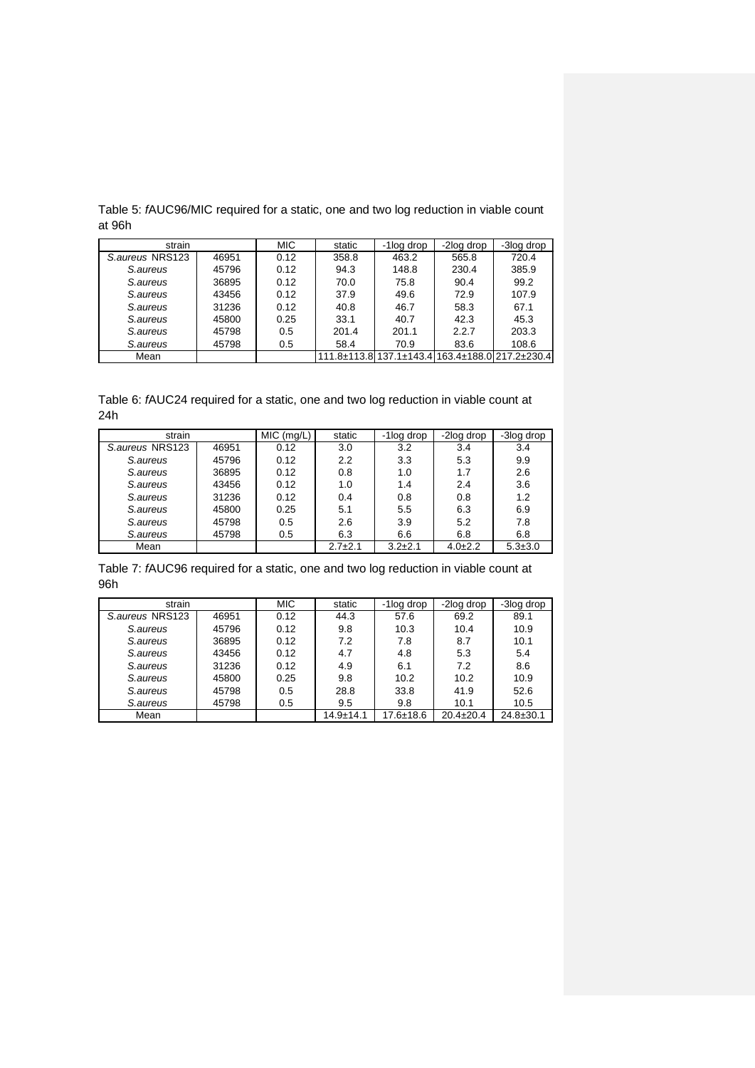Table 5: *f*AUC96/MIC required for a static, one and two log reduction in viable count at 96h

| strain | | MIC | static | -1log drop | -2log drop | -3log drop |
|---|---|---|---|---|---|---|
| *S.aureus* NRS123 | 46951 | 0.12 | 358.8 | 463.2 | 565.8 | 720.4 |
| *S.aureus* | 45796 | 0.12 | 94.3 | 148.8 | 230.4 | 385.9 |
| *S.aureus* | 36895 | 0.12 | 70.0 | 75.8 | 90.4 | 99.2 |
| *S.aureus* | 43456 | 0.12 | 37.9 | 49.6 | 72.9 | 107.9 |
| *S.aureus* | 31236 | 0.12 | 40.8 | 46.7 | 58.3 | 67.1 |
| *S.aureus* | 45800 | 0.25 | 33.1 | 40.7 | 42.3 | 45.3 |
| *S.aureus* | 45798 | 0.5 | 201.4 | 201.1 | 2.2.7 | 203.3 |
| *S.aureus* | 45798 | 0.5 | 58.4 | 70.9 | 83.6 | 108.6 |
| Mean | | | 111.8±113.8 | 137.1±143.4 | 163.4±188.0 | 217.2±230.4 |

Table 6: *f*AUC24 required for a static, one and two log reduction in viable count at 24h

| strain | | MIC (mg/L) | static | -1log drop | -2log drop | -3log drop |
|---|---|---|---|---|---|---|
| *S.aureus* NRS123 | 46951 | 0.12 | 3.0 | 3.2 | 3.4 | 3.4 |
| *S.aureus* | 45796 | 0.12 | 2.2 | 3.3 | 5.3 | 9.9 |
| *S.aureus* | 36895 | 0.12 | 0.8 | 1.0 | 1.7 | 2.6 |
| *S.aureus* | 43456 | 0.12 | 1.0 | 1.4 | 2.4 | 3.6 |
| *S.aureus* | 31236 | 0.12 | 0.4 | 0.8 | 0.8 | 1.2 |
| *S.aureus* | 45800 | 0.25 | 5.1 | 5.5 | 6.3 | 6.9 |
| *S.aureus* | 45798 | 0.5 | 2.6 | 3.9 | 5.2 | 7.8 |
| *S.aureus* | 45798 | 0.5 | 6.3 | 6.6 | 6.8 | 6.8 |
| Mean | | | 2.7±2.1 | 3.2±2.1 | 4.0±2.2 | 5.3±3.0 |

Table 7: *f*AUC96 required for a static, one and two log reduction in viable count at 96h

| strain | | MIC | static | -1log drop | -2log drop | -3log drop |
|---|---|---|---|---|---|---|
| *S.aureus* NRS123 | 46951 | 0.12 | 44.3 | 57.6 | 69.2 | 89.1 |
| *S.aureus* | 45796 | 0.12 | 9.8 | 10.3 | 10.4 | 10.9 |
| *S.aureus* | 36895 | 0.12 | 7.2 | 7.8 | 8.7 | 10.1 |
| *S.aureus* | 43456 | 0.12 | 4.7 | 4.8 | 5.3 | 5.4 |
| *S.aureus* | 31236 | 0.12 | 4.9 | 6.1 | 7.2 | 8.6 |
| *S.aureus* | 45800 | 0.25 | 9.8 | 10.2 | 10.2 | 10.9 |
| *S.aureus* | 45798 | 0.5 | 28.8 | 33.8 | 41.9 | 52.6 |
| *S.aureus* | 45798 | 0.5 | 9.5 | 9.8 | 10.1 | 10.5 |
| Mean | | | 14.9±14.1 | 17.6±18.6 | 20.4±20.4 | 24.8±30.1 |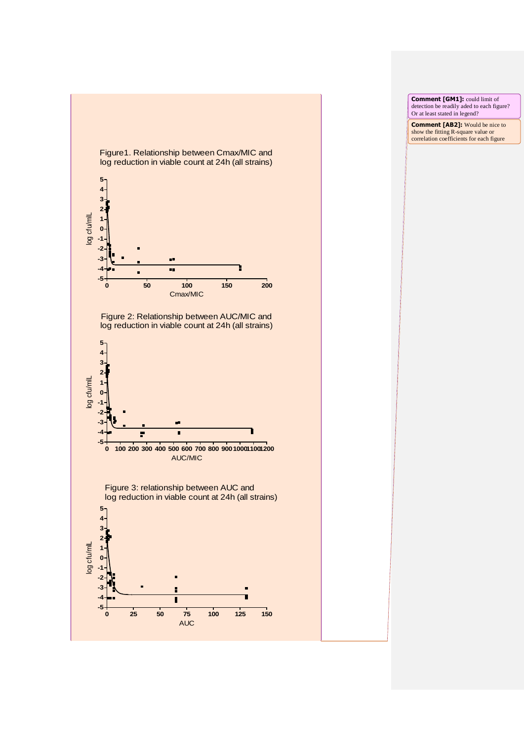Figure1. Relationship between Cmax/MIC and log reduction in viable count at 24h (all strains)

log cfu/mlL

5
4
3
2
1
0
-1
-2
-3
-4
-5

0 50 100 150 200

Cmax/MIC

Figure 2: Relationship between AUC/MIC and log reduction in viable count at 24h (all strains)

log cfu/mlL

5
4
3
2
1
0
-1
-2
-3
-4
-5

0 100 200 300 400 500 600 700 800 900 1000 1100 1200

AUC/MIC

Figure 3: relationship between AUC and log reduction in viable count at 24h (all strains)

log cfu/mlL

5
4
3
2
1
0
-1
-2
-3
-4
-5

0 25 50 75 100 125 150

AUC

**Comment [GM1]:** could limit of detection be readily aded to each figure? Or at least stated in legend?

**Comment [AB2]:** Would be nice to show the fitting R-square value or correlation coefficients for each figure